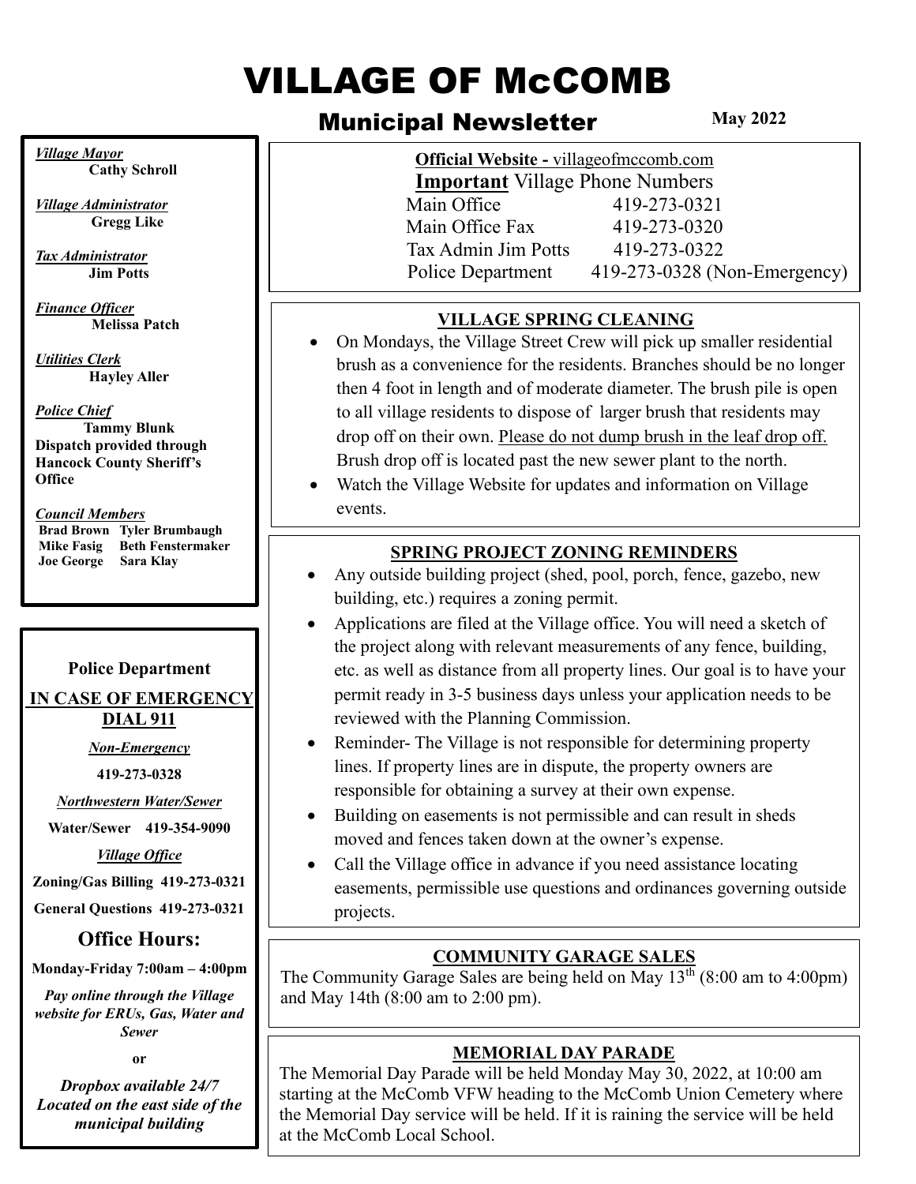# VILLAGE OF McCOMB

## Municipal Newsletter

**May 2022**

*Village Mayor*
**Cathy Schroll**

*Village Administrator*
**Gregg Like**

*Tax Administrator*
**Jim Potts**

*Finance Officer*
**Melissa Patch**

*Utilities Clerk*
**Hayley Aller**

*Police Chief*
**Tammy Blunk**
**Dispatch provided through Hancock County Sheriff's Office**

*Council Members*
**Brad Brown Tyler Brumbaugh**
**Mike Fasig Beth Fenstermaker**
**Joe George Sara Klay**

**Police Department**

**IN CASE OF EMERGENCY DIAL 911**

*Non-Emergency*

**419-273-0328**

*Northwestern Water/Sewer*

**Water/Sewer 419-354-9090**

*Village Office*

**Zoning/Gas Billing 419-273-0321**

**General Questions 419-273-0321**

### Office Hours:

**Monday-Friday 7:00am – 4:00pm**

***Pay online through the Village website for ERUs, Gas, Water and Sewer***

***or***

***Dropbox available 24/7 Located on the east side of the municipal building***

---

**Official Website -** villageofmccomb.com

**Important** Village Phone Numbers

| | |
|---|---|
| Main Office | 419-273-0321 |
| Main Office Fax | 419-273-0320 |
| Tax Admin Jim Potts | 419-273-0322 |
| Police Department | 419-273-0328 (Non-Emergency) |

### VILLAGE SPRING CLEANING

- On Mondays, the Village Street Crew will pick up smaller residential brush as a convenience for the residents. Branches should be no longer then 4 foot in length and of moderate diameter. The brush pile is open to all village residents to dispose of larger brush that residents may drop off on their own. Please do not dump brush in the leaf drop off. Brush drop off is located past the new sewer plant to the north.
- Watch the Village Website for updates and information on Village events.

### SPRING PROJECT ZONING REMINDERS

- Any outside building project (shed, pool, porch, fence, gazebo, new building, etc.) requires a zoning permit.
- Applications are filed at the Village office. You will need a sketch of the project along with relevant measurements of any fence, building, etc. as well as distance from all property lines. Our goal is to have your permit ready in 3-5 business days unless your application needs to be reviewed with the Planning Commission.
- Reminder- The Village is not responsible for determining property lines. If property lines are in dispute, the property owners are responsible for obtaining a survey at their own expense.
- Building on easements is not permissible and can result in sheds moved and fences taken down at the owner's expense.
- Call the Village office in advance if you need assistance locating easements, permissible use questions and ordinances governing outside projects.

### COMMUNITY GARAGE SALES

The Community Garage Sales are being held on May 13$^{th}$ (8:00 am to 4:00pm) and May 14th (8:00 am to 2:00 pm).

### MEMORIAL DAY PARADE

The Memorial Day Parade will be held Monday May 30, 2022, at 10:00 am starting at the McComb VFW heading to the McComb Union Cemetery where the Memorial Day service will be held. If it is raining the service will be held at the McComb Local School.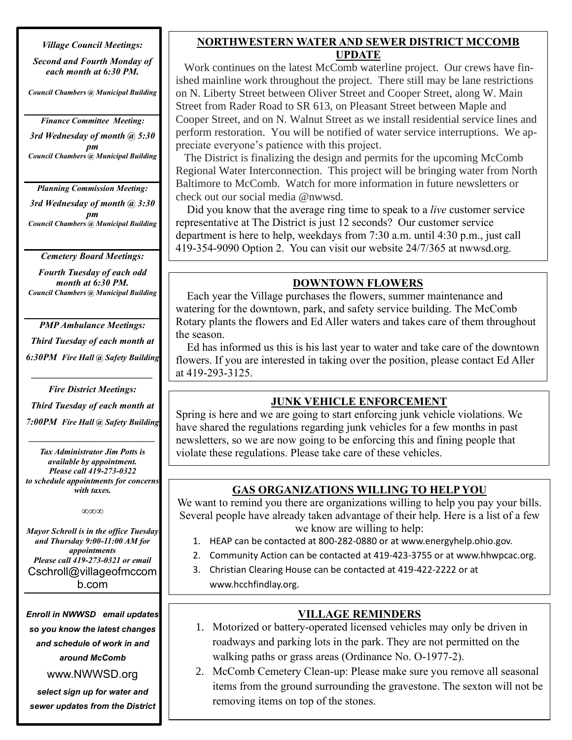*Village Council Meetings:*

***Second and Fourth Monday of each month at 6:30 PM.***

***Council Chambers @ Municipal Building***

*Finance Committee Meeting:*

***3rd Wednesday of month @ 5:30 pm***

***Council Chambers @ Municipal Building***

*Planning Commission Meeting:*

***3rd Wednesday of month @ 3:30 pm***

***Council Chambers @ Municipal Building***

*Cemetery Board Meetings:*

***Fourth Tuesday of each odd month at 6:30 PM.***

***Council Chambers @ Municipal Building***

*PMP Ambulance Meetings:*

*Third Tuesday of each month at 6:30PM* ***Fire Hall @ Safety Building***

*Fire District Meetings:*

*Third Tuesday of each month at 7:00PM* ***Fire Hall @ Safety Building***

***Tax Administrator Jim Potts is available by appointment. Please call 419-273-0322 to schedule appointments for concerns with taxes.***

∞∞∞

***Mayor Schroll is in the office Tuesday and Thursday 9:00-11:00 AM for appointments***
***Please call 419-273-0321 or email*** Cschroll@villageofmccomb.com

***Enroll in NWWSD email updates so you know the latest changes and schedule of work in and around McComb***

www.NWWSD.org

***select sign up for water and sewer updates from the District***

## NORTHWESTERN WATER AND SEWER DISTRICT MCCOMB UPDATE

Work continues on the latest McComb waterline project. Our crews have finished mainline work throughout the project. There still may be lane restrictions on N. Liberty Street between Oliver Street and Cooper Street, along W. Main Street from Rader Road to SR 613, on Pleasant Street between Maple and Cooper Street, and on N. Walnut Street as we install residential service lines and perform restoration. You will be notified of water service interruptions. We appreciate everyone's patience with this project.

The District is finalizing the design and permits for the upcoming McComb Regional Water Interconnection. This project will be bringing water from North Baltimore to McComb. Watch for more information in future newsletters or check out our social media @nwwsd.

Did you know that the average ring time to speak to a *live* customer service representative at The District is just 12 seconds? Our customer service department is here to help, weekdays from 7:30 a.m. until 4:30 p.m., just call 419-354-9090 Option 2. You can visit our website 24/7/365 at nwwsd.org.

## DOWNTOWN FLOWERS

Each year the Village purchases the flowers, summer maintenance and watering for the downtown, park, and safety service building. The McComb Rotary plants the flowers and Ed Aller waters and takes care of them throughout the season.

Ed has informed us this is his last year to water and take care of the downtown flowers. If you are interested in taking over the position, please contact Ed Aller at 419-293-3125.

## JUNK VEHICLE ENFORCEMENT

Spring is here and we are going to start enforcing junk vehicle violations. We have shared the regulations regarding junk vehicles for a few months in past newsletters, so we are now going to be enforcing this and fining people that violate these regulations. Please take care of these vehicles.

## GAS ORGANIZATIONS WILLING TO HELP YOU

We want to remind you there are organizations willing to help you pay your bills. Several people have already taken advantage of their help. Here is a list of a few we know are willing to help:

1. HEAP can be contacted at 800-282-0880 or at www.energyhelp.ohio.gov.
2. Community Action can be contacted at 419-423-3755 or at www.hhwpcac.org.
3. Christian Clearing House can be contacted at 419-422-2222 or at www.hcchfindlay.org.

## VILLAGE REMINDERS

1. Motorized or battery-operated licensed vehicles may only be driven in roadways and parking lots in the park. They are not permitted on the walking paths or grass areas (Ordinance No. O-1977-2).
2. McComb Cemetery Clean-up: Please make sure you remove all seasonal items from the ground surrounding the gravestone. The sexton will not be removing items on top of the stones.